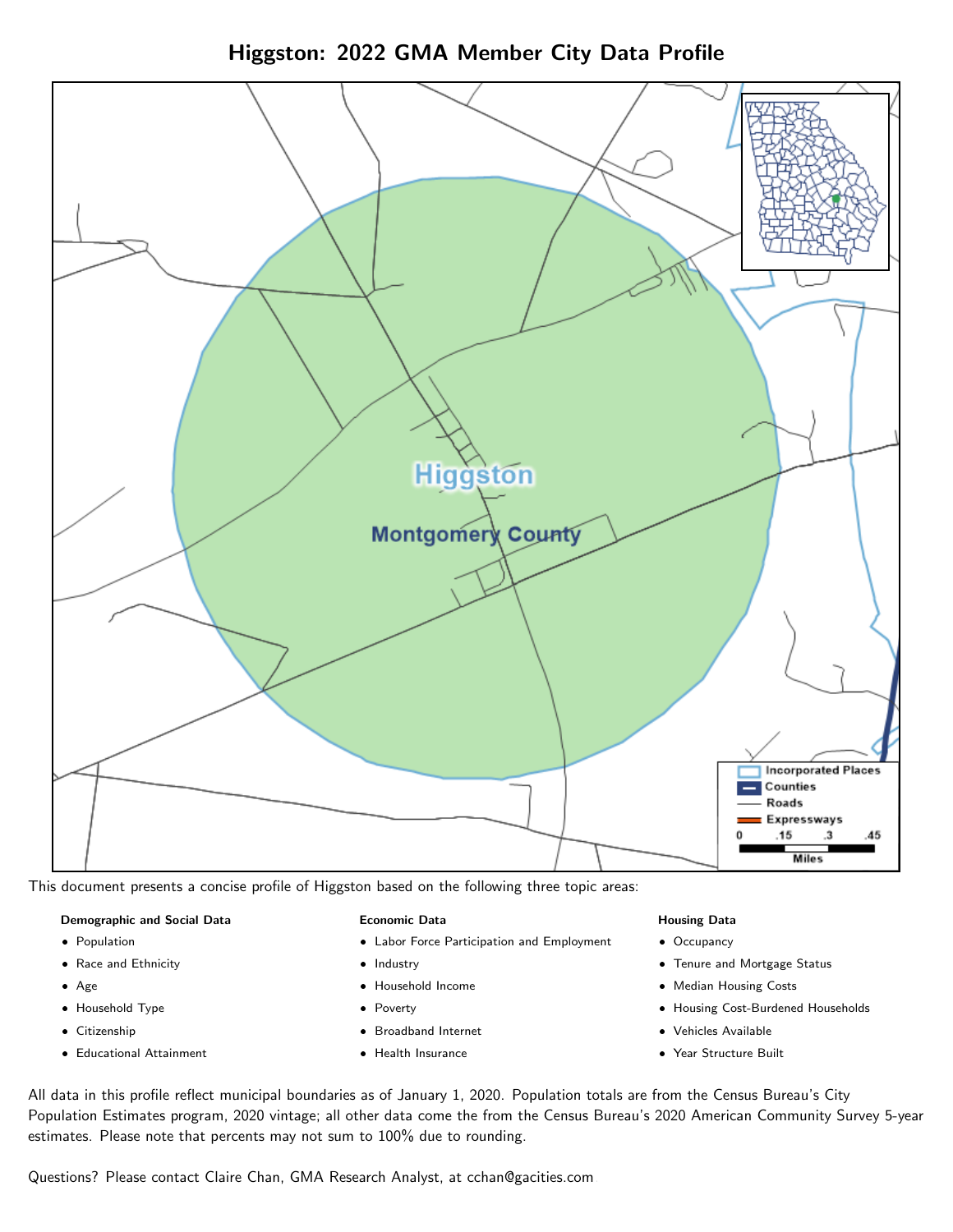# Higgston: 2022 GMA Member City Data Profile

This document presents a concise profile of Higgston based on the following three topic areas:

**Demographic and Social Data**

- Population
- Race and Ethnicity
- Age
- Household Type
- Citizenship
- Educational Attainment

**Economic Data**

- Labor Force Participation and Employment
- Industry
- Household Income
- Poverty
- Broadband Internet
- Health Insurance

**Housing Data**

- Occupancy
- Tenure and Mortgage Status
- Median Housing Costs
- Housing Cost-Burdened Households
- Vehicles Available
- Year Structure Built

All data in this profile reflect municipal boundaries as of January 1, 2020. Population totals are from the Census Bureau's City Population Estimates program, 2020 vintage; all other data come the from the Census Bureau's 2020 American Community Survey 5-year estimates. Please note that percents may not sum to 100% due to rounding.

Questions? Please contact Claire Chan, GMA Research Analyst, at cchan@gacities.com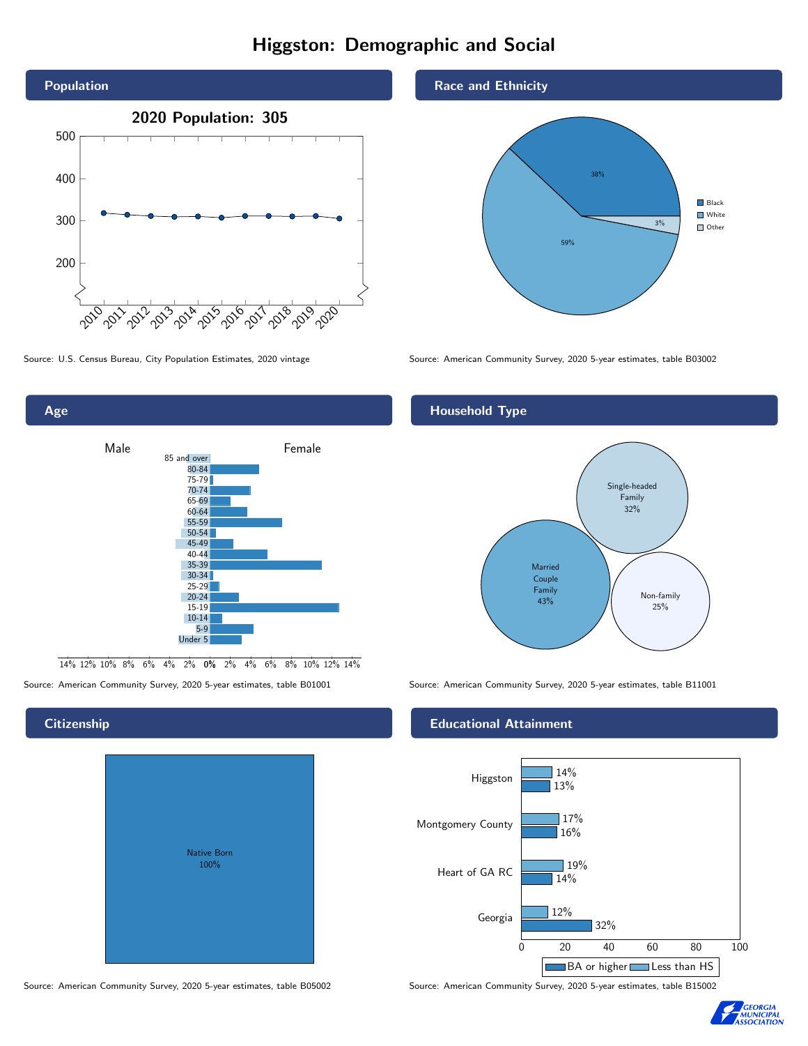# Higgston: Demographic and Social

## Population

2020 Population: 305

| Year | 2010 | 2011 | 2012 | 2013 | 2014 | 2015 | 2016 | 2017 | 2018 | 2019 | 2020 |
|---|---|---|---|---|---|---|---|---|---|---|---|

Source: U.S. Census Bureau, City Population Estimates, 2020 vintage

## Race and Ethnicity

| Race | Percent |
|---|---|
| Black | 38% |
| White | 59% |
| Other | 3% |

Source: American Community Survey, 2020 5-year estimates, table B03002

## Age

Male / Female

Age groups: 85 and over, 80-84, 75-79, 70-74, 65-69, 60-64, 55-59, 50-54, 45-49, 40-44, 35-39, 30-34, 25-29, 20-24, 15-19, 10-14, 5-9, Under 5

Source: American Community Survey, 2020 5-year estimates, table B01001

## Household Type

| Household Type | Percent |
|---|---|
| Single-headed Family | 32% |
| Married Couple Family | 43% |
| Non-family | 25% |

Source: American Community Survey, 2020 5-year estimates, table B11001

## Citizenship

| Citizenship | Percent |
|---|---|
| Native Born | 100% |

Source: American Community Survey, 2020 5-year estimates, table B05002

## Educational Attainment

| Area | Less than HS | BA or higher |
|---|---|---|
| Higgston | 14% | 13% |
| Montgomery County | 17% | 16% |
| Heart of GA RC | 19% | 14% |
| Georgia | 12% | 32% |

Source: American Community Survey, 2020 5-year estimates, table B15002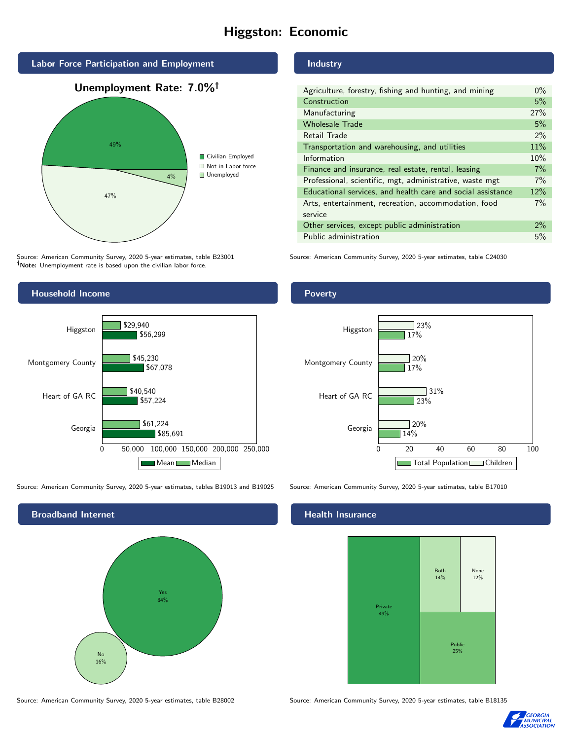# Higgston: Economic

## Labor Force Participation and Employment

**Unemployment Rate: 7.0%†**

| Category | Percent |
|---|---|
| Civilian Employed | 49% |
| Not in Labor force | 47% |
| Unemployed | 4% |

Source: American Community Survey, 2020 5-year estimates, table B23001
**†Note:** Unemployment rate is based upon the civilian labor force.

## Industry

| Industry | Percent |
|---|---|
| Agriculture, forestry, fishing and hunting, and mining | 0% |
| Construction | 5% |
| Manufacturing | 27% |
| Wholesale Trade | 5% |
| Retail Trade | 2% |
| Transportation and warehousing, and utilities | 11% |
| Information | 10% |
| Finance and insurance, real estate, rental, leasing | 7% |
| Professional, scientific, mgt, administrative, waste mgt | 7% |
| Educational services, and health care and social assistance | 12% |
| Arts, entertainment, recreation, accommodation, food service | 7% |
| Other services, except public administration | 2% |
| Public administration | 5% |

Source: American Community Survey, 2020 5-year estimates, table C24030

## Household Income

| Area | Median | Mean |
|---|---|---|
| Higgston | $29,940 | $56,299 |
| Montgomery County | $45,230 | $67,078 |
| Heart of GA RC | $40,540 | $57,224 |
| Georgia | $61,224 | $85,691 |

Source: American Community Survey, 2020 5-year estimates, tables B19013 and B19025

## Poverty

| Area | Children | Total Population |
|---|---|---|
| Higgston | 23% | 17% |
| Montgomery County | 20% | 17% |
| Heart of GA RC | 31% | 23% |
| Georgia | 20% | 14% |

Source: American Community Survey, 2020 5-year estimates, table B17010

## Broadband Internet

| Response | Percent |
|---|---|
| Yes | 84% |
| No | 16% |

Source: American Community Survey, 2020 5-year estimates, table B28002

## Health Insurance

| Type | Percent |
|---|---|
| Private | 49% |
| Both | 14% |
| None | 12% |
| Public | 25% |

Source: American Community Survey, 2020 5-year estimates, table B18135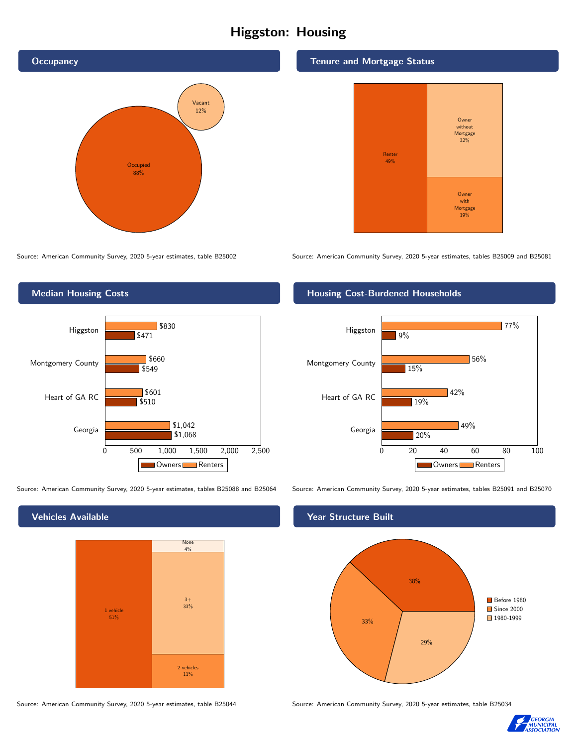# Higgston: Housing

## Occupancy

Vacant
12%

Occupied
88%

Source: American Community Survey, 2020 5-year estimates, table B25002

## Tenure and Mortgage Status

Renter
49%

Owner without Mortgage
32%

Owner with Mortgage
19%

Source: American Community Survey, 2020 5-year estimates, tables B25009 and B25081

## Median Housing Costs

Higgston
$830
$471

Montgomery County
$660
$549

Heart of GA RC
$601
$510

Georgia
$1,042
$1,068

0 500 1,000 1,500 2,000 2,500

Owners Renters

Source: American Community Survey, 2020 5-year estimates, tables B25088 and B25064

## Housing Cost-Burdened Households

Higgston
77%
9%

Montgomery County
56%
15%

Heart of GA RC
42%
19%

Georgia
49%
20%

0 20 40 60 80 100

Owners Renters

Source: American Community Survey, 2020 5-year estimates, tables B25091 and B25070

## Vehicles Available

1 vehicle
51%

None
4%

3+
33%

2 vehicles
11%

Source: American Community Survey, 2020 5-year estimates, table B25044

## Year Structure Built

38%
33%
29%

Before 1980
Since 2000
1980-1999

Source: American Community Survey, 2020 5-year estimates, table B25034

GEORGIA MUNICIPAL ASSOCIATION